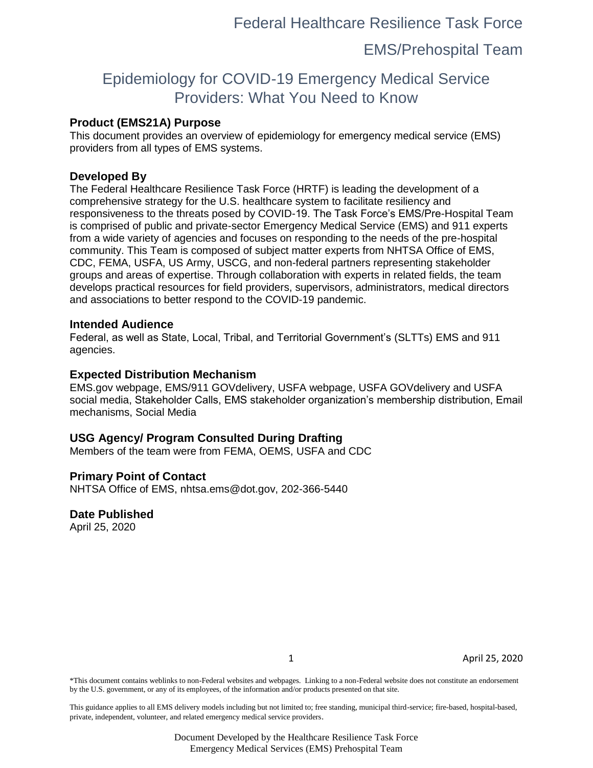# Federal Healthcare Resilience Task Force

## EMS/Prehospital Team

# Epidemiology for COVID-19 Emergency Medical Service Providers: What You Need to Know

### Product (EMS21A) Purpose

This document provides an overview of epidemiology for emergency medical service (EMS) providers from all types of EMS systems.

### Developed By

The Federal Healthcare Resilience Task Force (HRTF) is leading the development of a comprehensive strategy for the U.S. healthcare system to facilitate resiliency and responsiveness to the threats posed by COVID-19. The Task Force's EMS/Pre-Hospital Team is comprised of public and private-sector Emergency Medical Service (EMS) and 911 experts from a wide variety of agencies and focuses on responding to the needs of the pre-hospital community. This Team is composed of subject matter experts from NHTSA Office of EMS, CDC, FEMA, USFA, US Army, USCG, and non-federal partners representing stakeholder groups and areas of expertise. Through collaboration with experts in related fields, the team develops practical resources for field providers, supervisors, administrators, medical directors and associations to better respond to the COVID-19 pandemic.

### Intended Audience

Federal, as well as State, Local, Tribal, and Territorial Government's (SLTTs) EMS and 911 agencies.

### Expected Distribution Mechanism

EMS.gov webpage, EMS/911 GOVdelivery, USFA webpage, USFA GOVdelivery and USFA social media, Stakeholder Calls, EMS stakeholder organization's membership distribution, Email mechanisms, Social Media

### USG Agency/ Program Consulted During Drafting

Members of the team were from FEMA, OEMS, USFA and CDC

### Primary Point of Contact

NHTSA Office of EMS, nhtsa.ems@dot.gov, 202-366-5440

### Date Published

April 25, 2020

*This document contains weblinks to non-Federal websites and webpages. Linking to a non-Federal website does not constitute an endorsement by the U.S. government, or any of its employees, of the information and/or products presented on that site.

This guidance applies to all EMS delivery models including but not limited to; free standing, municipal third-service; fire-based, hospital-based, private, independent, volunteer, and related emergency medical service providers.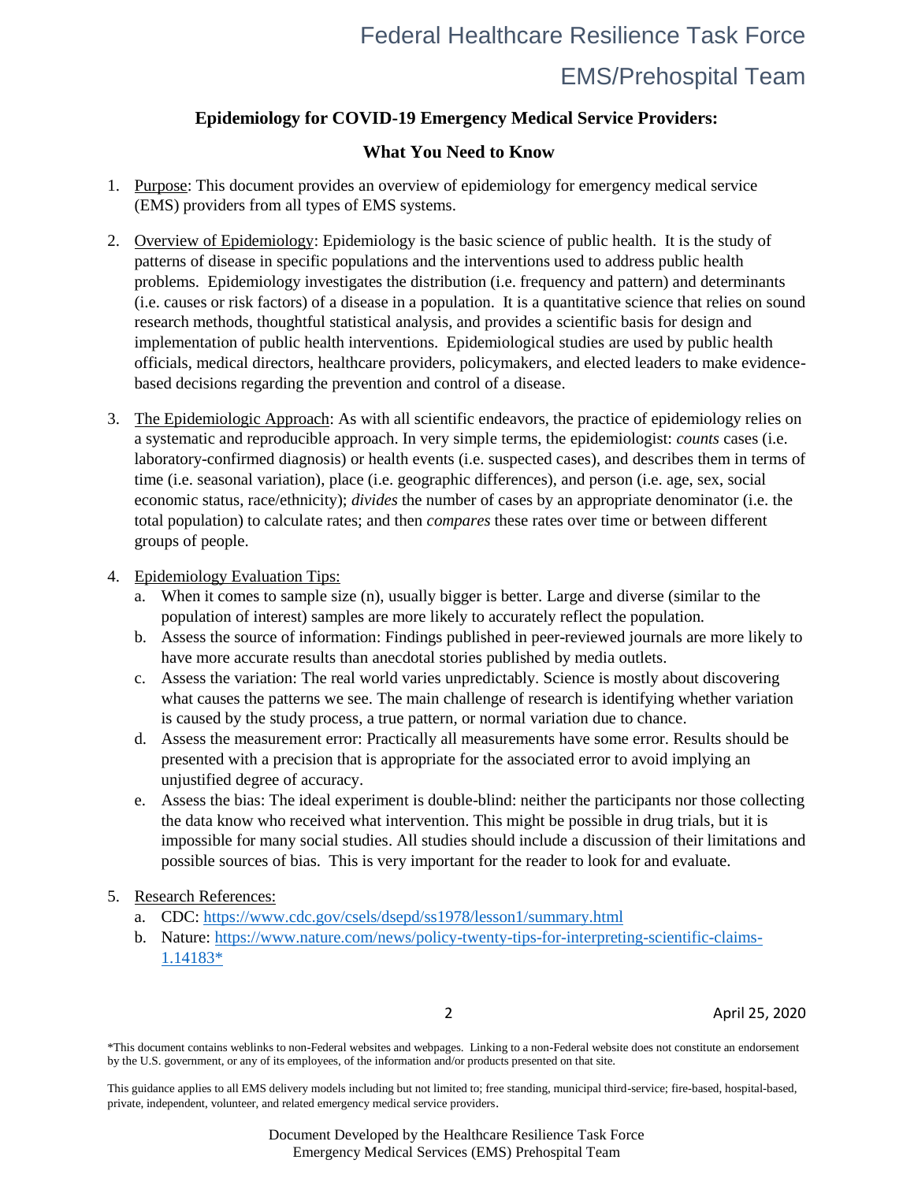# Epidemiology for COVID-19 Emergency Medical Service Providers: What You Need to Know

1. Purpose: This document provides an overview of epidemiology for emergency medical service (EMS) providers from all types of EMS systems.

2. Overview of Epidemiology: Epidemiology is the basic science of public health. It is the study of patterns of disease in specific populations and the interventions used to address public health problems. Epidemiology investigates the distribution (i.e. frequency and pattern) and determinants (i.e. causes or risk factors) of a disease in a population. It is a quantitative science that relies on sound research methods, thoughtful statistical analysis, and provides a scientific basis for design and implementation of public health interventions. Epidemiological studies are used by public health officials, medical directors, healthcare providers, policymakers, and elected leaders to make evidence-based decisions regarding the prevention and control of a disease.

3. The Epidemiologic Approach: As with all scientific endeavors, the practice of epidemiology relies on a systematic and reproducible approach. In very simple terms, the epidemiologist: *counts* cases (i.e. laboratory-confirmed diagnosis) or health events (i.e. suspected cases), and describes them in terms of time (i.e. seasonal variation), place (i.e. geographic differences), and person (i.e. age, sex, social economic status, race/ethnicity); *divides* the number of cases by an appropriate denominator (i.e. the total population) to calculate rates; and then *compares* these rates over time or between different groups of people.

4. Epidemiology Evaluation Tips:
   a. When it comes to sample size (n), usually bigger is better. Large and diverse (similar to the population of interest) samples are more likely to accurately reflect the population.
   b. Assess the source of information: Findings published in peer-reviewed journals are more likely to have more accurate results than anecdotal stories published by media outlets.
   c. Assess the variation: The real world varies unpredictably. Science is mostly about discovering what causes the patterns we see. The main challenge of research is identifying whether variation is caused by the study process, a true pattern, or normal variation due to chance.
   d. Assess the measurement error: Practically all measurements have some error. Results should be presented with a precision that is appropriate for the associated error to avoid implying an unjustified degree of accuracy.
   e. Assess the bias: The ideal experiment is double-blind: neither the participants nor those collecting the data know who received what intervention. This might be possible in drug trials, but it is impossible for many social studies. All studies should include a discussion of their limitations and possible sources of bias. This is very important for the reader to look for and evaluate.

5. Research References:
   a. CDC: https://www.cdc.gov/csels/dsepd/ss1978/lesson1/summary.html
   b. Nature: https://www.nature.com/news/policy-twenty-tips-for-interpreting-scientific-claims-1.14183*

April 25, 2020

*This document contains weblinks to non-Federal websites and webpages. Linking to a non-Federal website does not constitute an endorsement by the U.S. government, or any of its employees, of the information and/or products presented on that site.

This guidance applies to all EMS delivery models including but not limited to; free standing, municipal third-service; fire-based, hospital-based, private, independent, volunteer, and related emergency medical service providers.

Document Developed by the Healthcare Resilience Task Force Emergency Medical Services (EMS) Prehospital Team